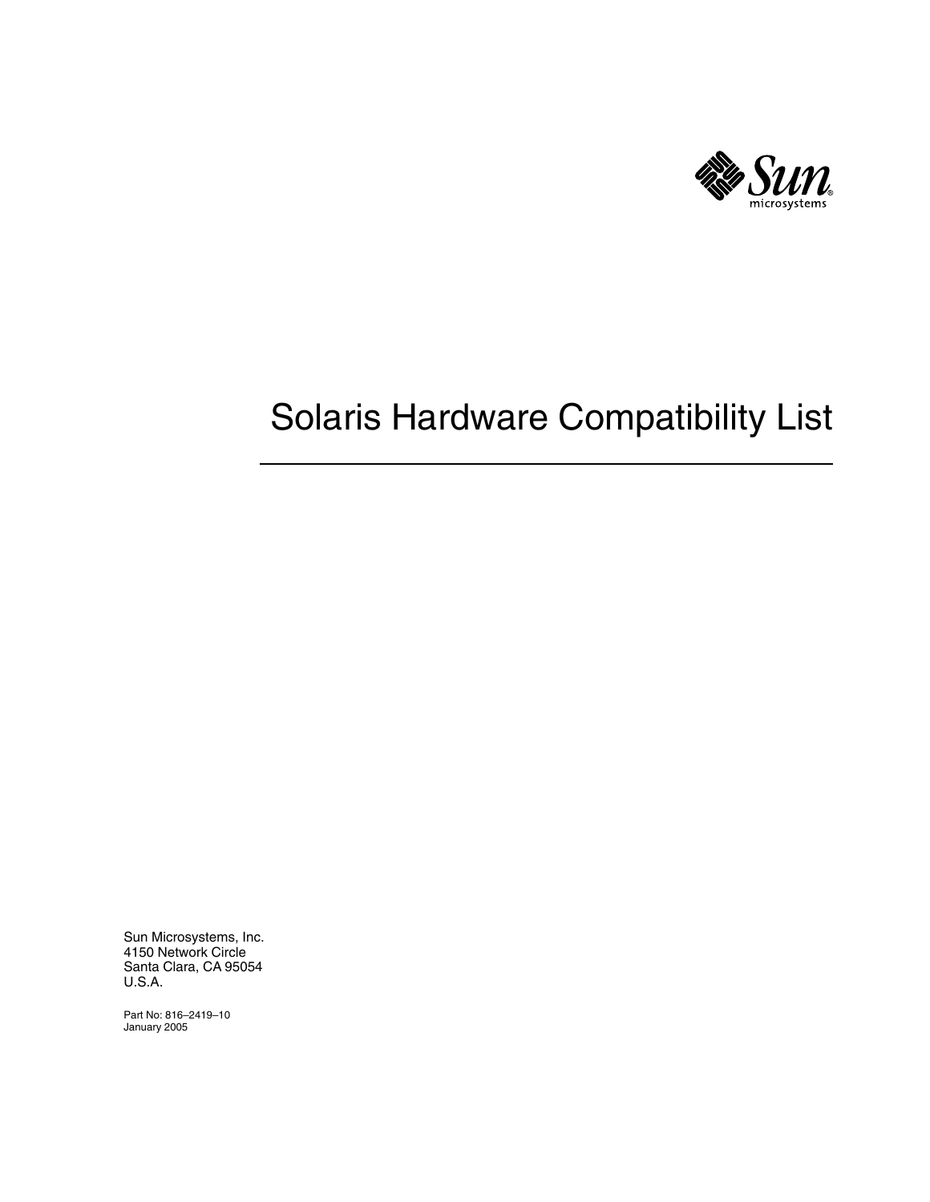# Solaris Hardware Compatibility List

Sun Microsystems, Inc.
4150 Network Circle
Santa Clara, CA 95054
U.S.A.

Part No: 816–2419–10
January 2005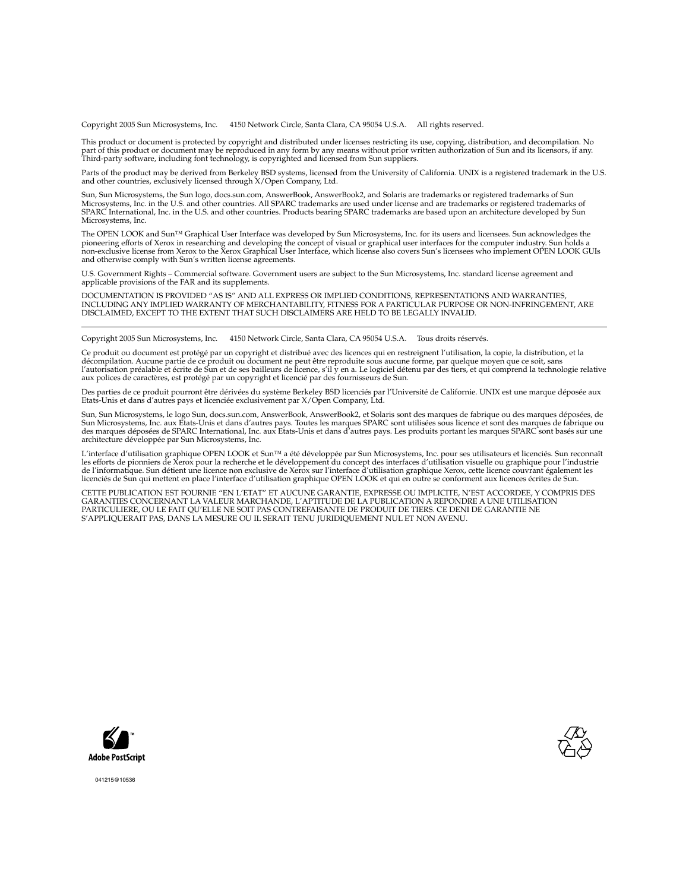Copyright 2005 Sun Microsystems, Inc. 4150 Network Circle, Santa Clara, CA 95054 U.S.A. All rights reserved.

This product or document is protected by copyright and distributed under licenses restricting its use, copying, distribution, and decompilation. No part of this product or document may be reproduced in any form by any means without prior written authorization of Sun and its licensors, if any. Third-party software, including font technology, is copyrighted and licensed from Sun suppliers.

Parts of the product may be derived from Berkeley BSD systems, licensed from the University of California. UNIX is a registered trademark in the U.S. and other countries, exclusively licensed through X/Open Company, Ltd.

Sun, Sun Microsystems, the Sun logo, docs.sun.com, AnswerBook, AnswerBook2, and Solaris are trademarks or registered trademarks of Sun Microsystems, Inc. in the U.S. and other countries. All SPARC trademarks are used under license and are trademarks or registered trademarks of SPARC International, Inc. in the U.S. and other countries. Products bearing SPARC trademarks are based upon an architecture developed by Sun Microsystems, Inc.

The OPEN LOOK and Sun™ Graphical User Interface was developed by Sun Microsystems, Inc. for its users and licensees. Sun acknowledges the pioneering efforts of Xerox in researching and developing the concept of visual or graphical user interfaces for the computer industry. Sun holds a non-exclusive license from Xerox to the Xerox Graphical User Interface, which license also covers Sun's licensees who implement OPEN LOOK GUIs and otherwise comply with Sun's written license agreements.

U.S. Government Rights – Commercial software. Government users are subject to the Sun Microsystems, Inc. standard license agreement and applicable provisions of the FAR and its supplements.

DOCUMENTATION IS PROVIDED "AS IS" AND ALL EXPRESS OR IMPLIED CONDITIONS, REPRESENTATIONS AND WARRANTIES, INCLUDING ANY IMPLIED WARRANTY OF MERCHANTABILITY, FITNESS FOR A PARTICULAR PURPOSE OR NON-INFRINGEMENT, ARE DISCLAIMED, EXCEPT TO THE EXTENT THAT SUCH DISCLAIMERS ARE HELD TO BE LEGALLY INVALID.

---

Copyright 2005 Sun Microsystems, Inc. 4150 Network Circle, Santa Clara, CA 95054 U.S.A. Tous droits réservés.

Ce produit ou document est protégé par un copyright et distribué avec des licences qui en restreignent l'utilisation, la copie, la distribution, et la décompilation. Aucune partie de ce produit ou document ne peut être reproduite sous aucune forme, par quelque moyen que ce soit, sans l'autorisation préalable et écrite de Sun et de ses bailleurs de licence, s'il y en a. Le logiciel détenu par des tiers, et qui comprend la technologie relative aux polices de caractères, est protégé par un copyright et licencié par des fournisseurs de Sun.

Des parties de ce produit pourront être dérivées du système Berkeley BSD licenciés par l'Université de Californie. UNIX est une marque déposée aux Etats-Unis et dans d'autres pays et licenciée exclusivement par X/Open Company, Ltd.

Sun, Sun Microsystems, le logo Sun, docs.sun.com, AnswerBook, AnswerBook2, et Solaris sont des marques de fabrique ou des marques déposées, de Sun Microsystems, Inc. aux Etats-Unis et dans d'autres pays. Toutes les marques SPARC sont utilisées sous licence et sont des marques de fabrique ou des marques déposées de SPARC International, Inc. aux Etats-Unis et dans d'autres pays. Les produits portant les marques SPARC sont basés sur une architecture développée par Sun Microsystems, Inc.

L'interface d'utilisation graphique OPEN LOOK et Sun™ a été développée par Sun Microsystems, Inc. pour ses utilisateurs et licenciés. Sun reconnaît les efforts de pionniers de Xerox pour la recherche et le développement du concept des interfaces d'utilisation visuelle ou graphique pour l'industrie de l'informatique. Sun détient une licence non exclusive de Xerox sur l'interface d'utilisation graphique Xerox, cette licence couvrant également les licenciés de Sun qui mettent en place l'interface d'utilisation graphique OPEN LOOK et qui en outre se conforment aux licences écrites de Sun.

CETTE PUBLICATION EST FOURNIE "EN L'ETAT" ET AUCUNE GARANTIE, EXPRESSE OU IMPLICITE, N'EST ACCORDEE, Y COMPRIS DES GARANTIES CONCERNANT LA VALEUR MARCHANDE, L'APTITUDE DE LA PUBLICATION A REPONDRE A UNE UTILISATION PARTICULIERE, OU LE FAIT QU'ELLE NE SOIT PAS CONTREFAISANTE DE PRODUIT DE TIERS. CE DENI DE GARANTIE NE S'APPLIQUERAIT PAS, DANS LA MESURE OU IL SERAIT TENU JURIDIQUEMENT NUL ET NON AVENU.

Adobe PostScript

041215@10536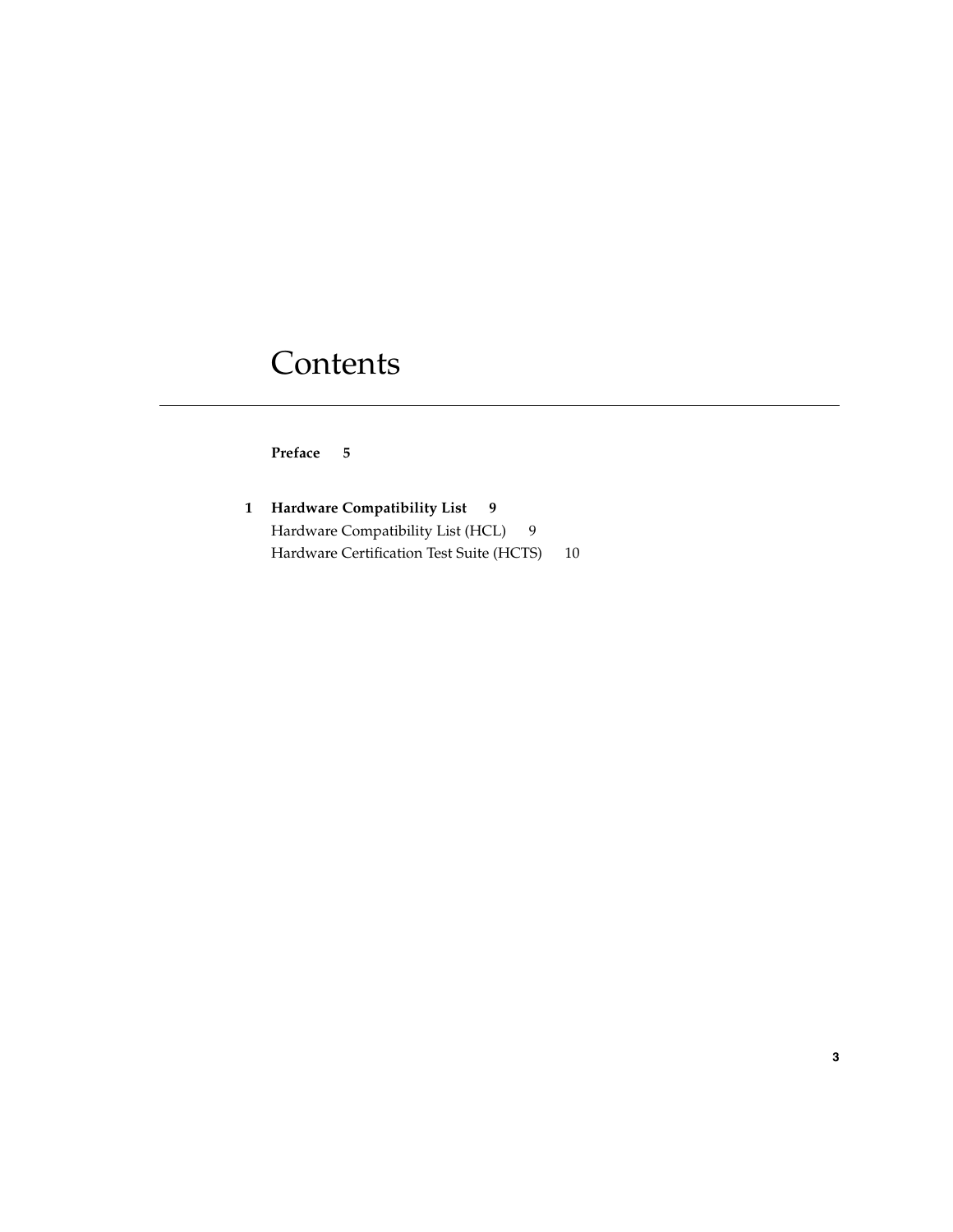# Contents

**Preface 5**

**1 Hardware Compatibility List 9**

Hardware Compatibility List (HCL) 9

Hardware Certification Test Suite (HCTS) 10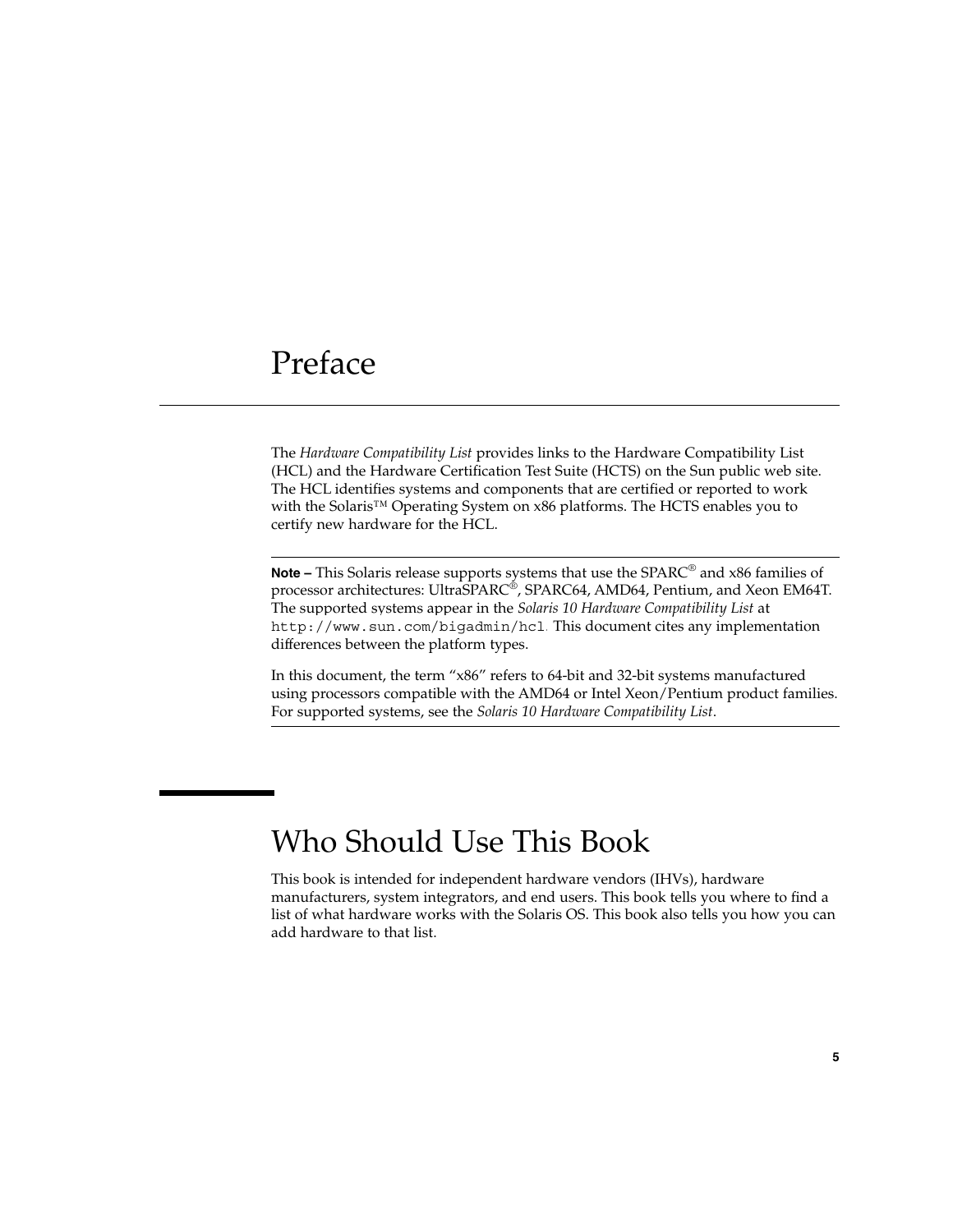# Preface

The *Hardware Compatibility List* provides links to the Hardware Compatibility List (HCL) and the Hardware Certification Test Suite (HCTS) on the Sun public web site. The HCL identifies systems and components that are certified or reported to work with the Solaris™ Operating System on x86 platforms. The HCTS enables you to certify new hardware for the HCL.

---

**Note –** This Solaris release supports systems that use the SPARC® and x86 families of processor architectures: UltraSPARC®, SPARC64, AMD64, Pentium, and Xeon EM64T. The supported systems appear in the *Solaris 10 Hardware Compatibility List* at `http://www.sun.com/bigadmin/hcl`. This document cites any implementation differences between the platform types.

In this document, the term "x86" refers to 64-bit and 32-bit systems manufactured using processors compatible with the AMD64 or Intel Xeon/Pentium product families. For supported systems, see the *Solaris 10 Hardware Compatibility List*.

---

## Who Should Use This Book

This book is intended for independent hardware vendors (IHVs), hardware manufacturers, system integrators, and end users. This book tells you where to find a list of what hardware works with the Solaris OS. This book also tells you how you can add hardware to that list.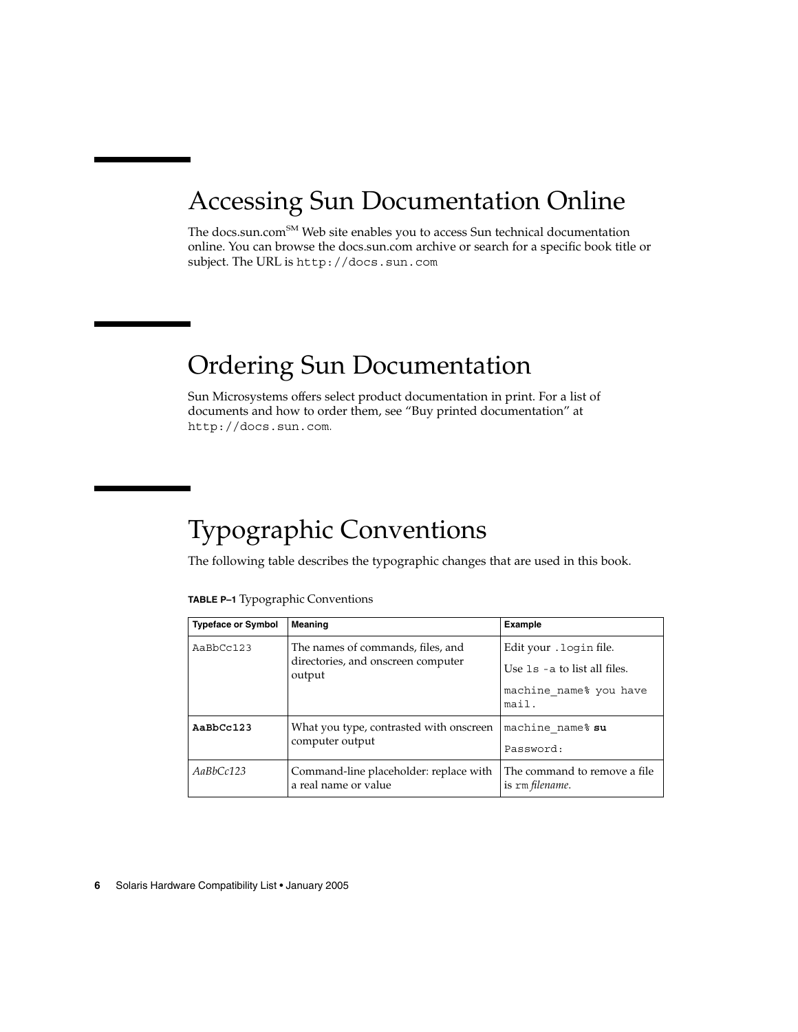## Accessing Sun Documentation Online

The docs.sun.com[SM] Web site enables you to access Sun technical documentation online. You can browse the docs.sun.com archive or search for a specific book title or subject. The URL is `http://docs.sun.com`

## Ordering Sun Documentation

Sun Microsystems offers select product documentation in print. For a list of documents and how to order them, see "Buy printed documentation" at `http://docs.sun.com`.

## Typographic Conventions

The following table describes the typographic changes that are used in this book.

**TABLE P–1** Typographic Conventions

| Typeface or Symbol | Meaning | Example |
| --- | --- | --- |
| `AaBbCc123` | The names of commands, files, and directories, and onscreen computer output | Edit your `.login` file.<br>Use `ls -a` to list all files.<br>`machine_name% you have mail.` |
| **`AaBbCc123`** | What you type, contrasted with onscreen computer output | `machine_name%` **`su`**<br>`Password:` |
| *AaBbCc123* | Command-line placeholder: replace with a real name or value | The command to remove a file is `rm` *filename*. |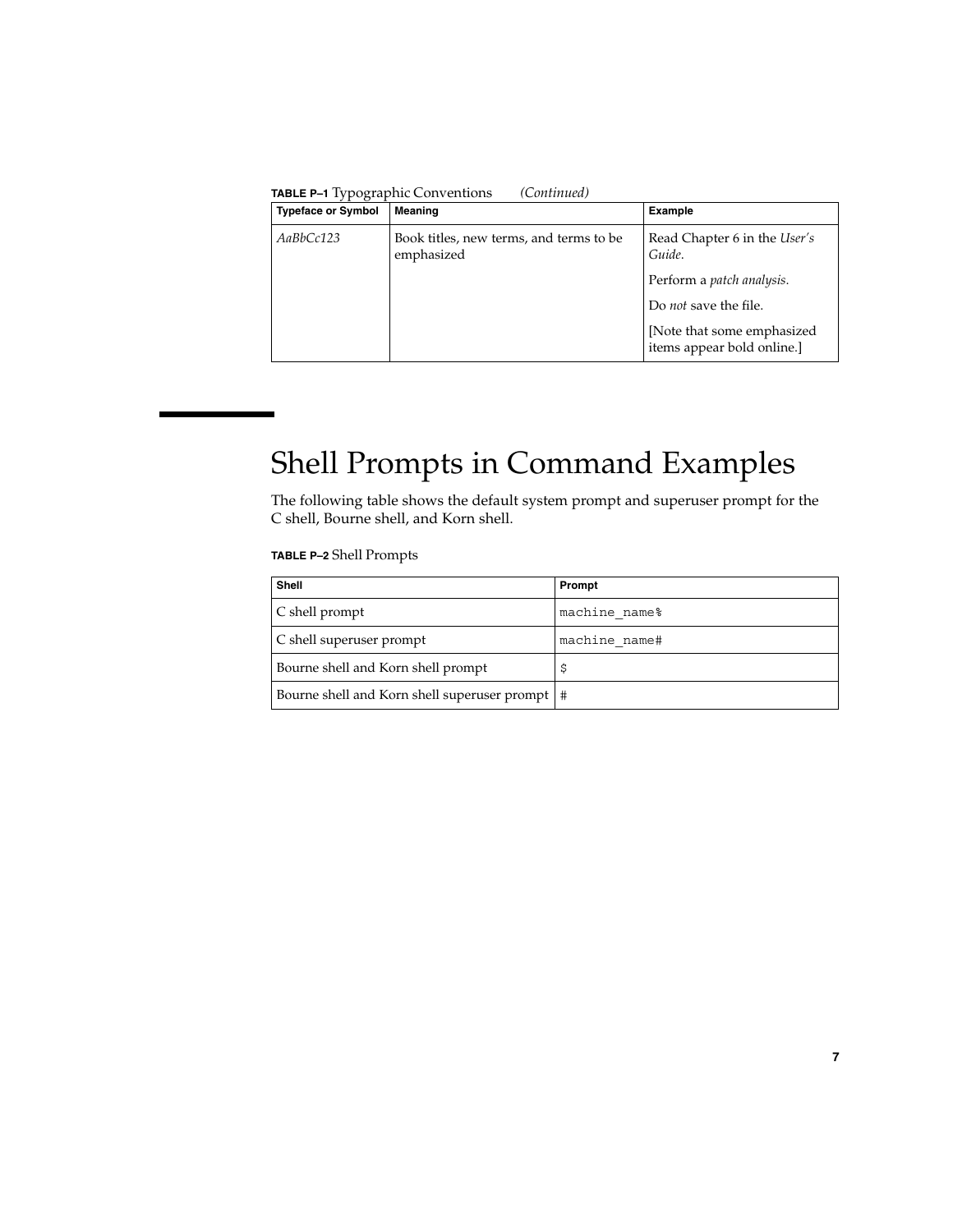**TABLE P–1** Typographic Conventions *(Continued)*

| Typeface or Symbol | Meaning | Example |
|---|---|---|
| *AaBbCc123* | Book titles, new terms, and terms to be emphasized | Read Chapter 6 in the *User's Guide*.<br>Perform a *patch analysis*.<br>Do *not* save the file.<br>[Note that some emphasized items appear bold online.] |

# Shell Prompts in Command Examples

The following table shows the default system prompt and superuser prompt for the C shell, Bourne shell, and Korn shell.

**TABLE P–2** Shell Prompts

| Shell | Prompt |
|---|---|
| C shell prompt | `machine_name%` |
| C shell superuser prompt | `machine_name#` |
| Bourne shell and Korn shell prompt | `$` |
| Bourne shell and Korn shell superuser prompt | `#` |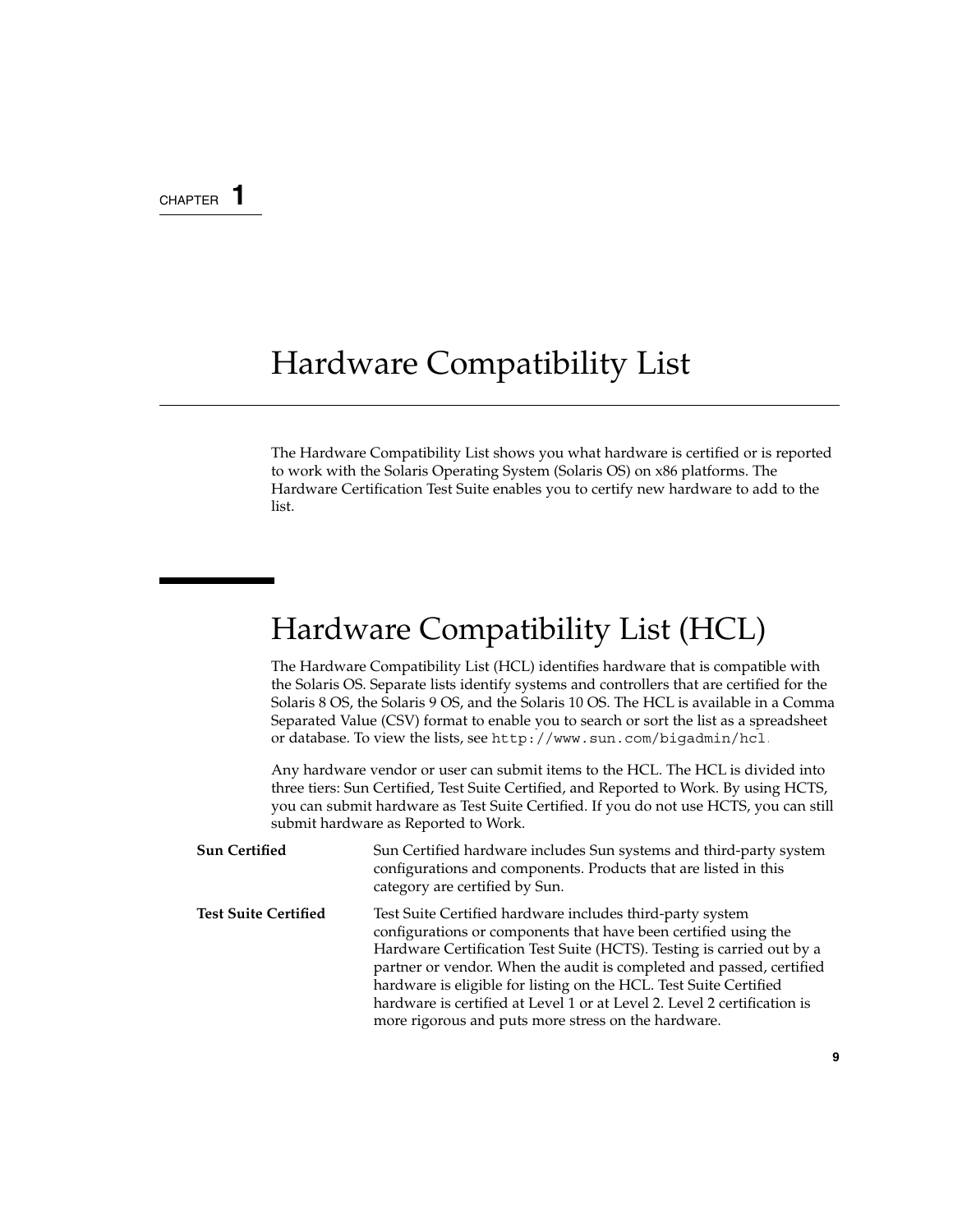CHAPTER 1

# Hardware Compatibility List

The Hardware Compatibility List shows you what hardware is certified or is reported to work with the Solaris Operating System (Solaris OS) on x86 platforms. The Hardware Certification Test Suite enables you to certify new hardware to add to the list.

## Hardware Compatibility List (HCL)

The Hardware Compatibility List (HCL) identifies hardware that is compatible with the Solaris OS. Separate lists identify systems and controllers that are certified for the Solaris 8 OS, the Solaris 9 OS, and the Solaris 10 OS. The HCL is available in a Comma Separated Value (CSV) format to enable you to search or sort the list as a spreadsheet or database. To view the lists, see `http://www.sun.com/bigadmin/hcl`.

Any hardware vendor or user can submit items to the HCL. The HCL is divided into three tiers: Sun Certified, Test Suite Certified, and Reported to Work. By using HCTS, you can submit hardware as Test Suite Certified. If you do not use HCTS, you can still submit hardware as Reported to Work.

**Sun Certified**
Sun Certified hardware includes Sun systems and third-party system configurations and components. Products that are listed in this category are certified by Sun.

**Test Suite Certified**
Test Suite Certified hardware includes third-party system configurations or components that have been certified using the Hardware Certification Test Suite (HCTS). Testing is carried out by a partner or vendor. When the audit is completed and passed, certified hardware is eligible for listing on the HCL. Test Suite Certified hardware is certified at Level 1 or at Level 2. Level 2 certification is more rigorous and puts more stress on the hardware.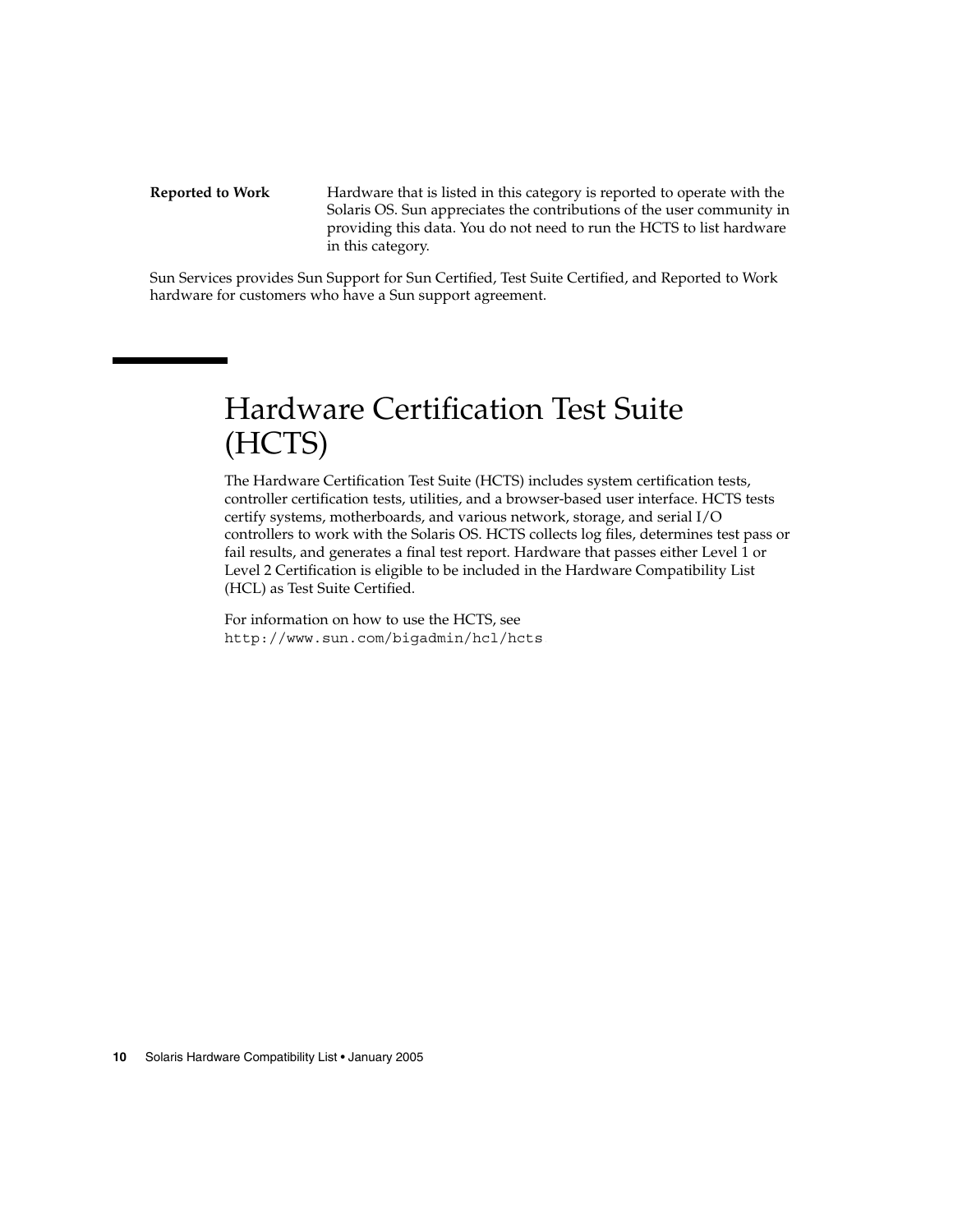**Reported to Work** Hardware that is listed in this category is reported to operate with the Solaris OS. Sun appreciates the contributions of the user community in providing this data. You do not need to run the HCTS to list hardware in this category.

Sun Services provides Sun Support for Sun Certified, Test Suite Certified, and Reported to Work hardware for customers who have a Sun support agreement.

# Hardware Certification Test Suite (HCTS)

The Hardware Certification Test Suite (HCTS) includes system certification tests, controller certification tests, utilities, and a browser-based user interface. HCTS tests certify systems, motherboards, and various network, storage, and serial I/O controllers to work with the Solaris OS. HCTS collects log files, determines test pass or fail results, and generates a final test report. Hardware that passes either Level 1 or Level 2 Certification is eligible to be included in the Hardware Compatibility List (HCL) as Test Suite Certified.

For information on how to use the HCTS, see `http://www.sun.com/bigadmin/hcl/hcts`